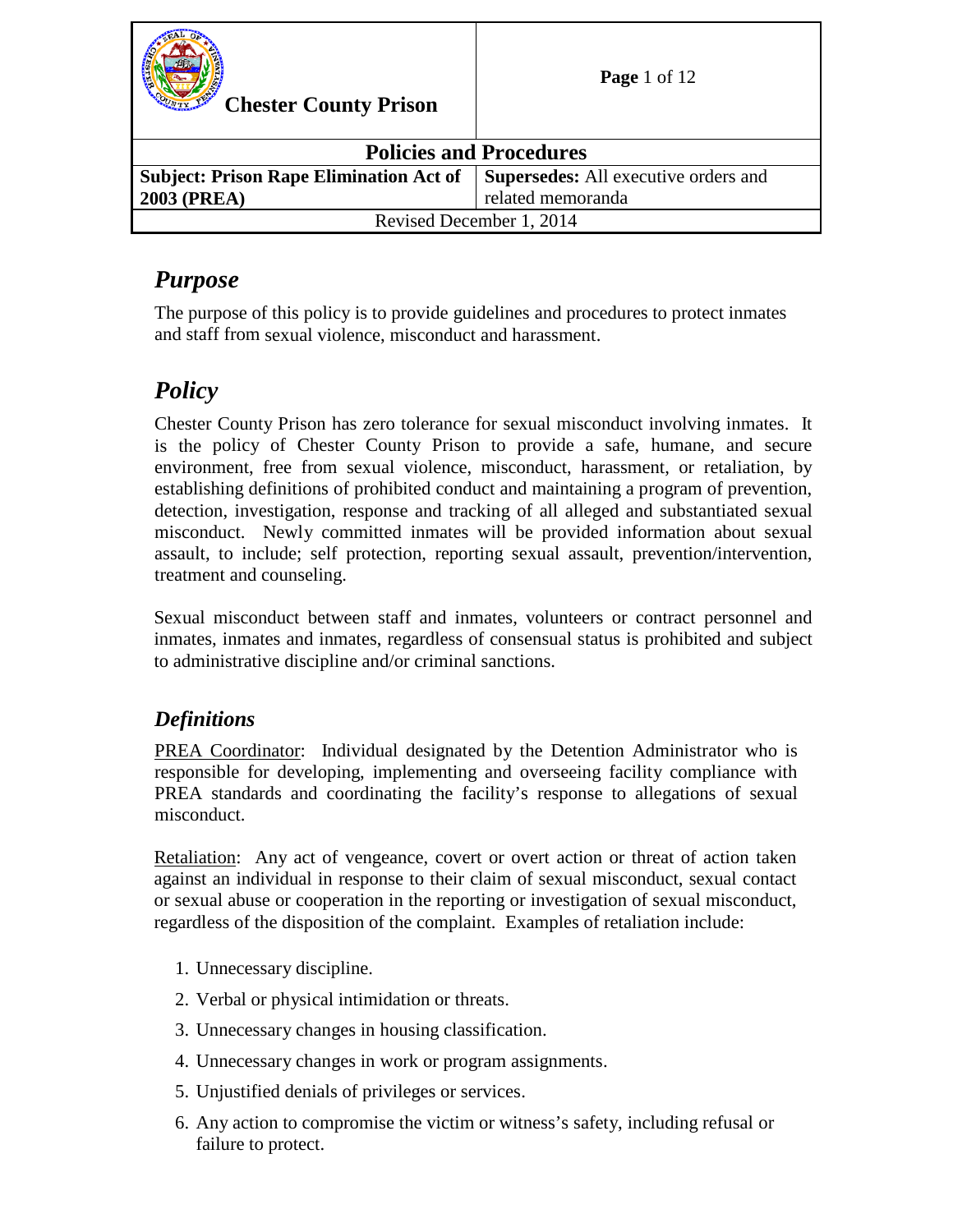| Chester County Prison | |
| --- | --- |
| **Policies and Procedures** | |
| **Subject: Prison Rape Elimination Act of 2003 (PREA)** | **Supersedes:** All executive orders and related memoranda |
| Revised December 1, 2014 | |

## *Purpose*

The purpose of this policy is to provide guidelines and procedures to protect inmates and staff from sexual violence, misconduct and harassment.

## *Policy*

Chester County Prison has zero tolerance for sexual misconduct involving inmates. It is the policy of Chester County Prison to provide a safe, humane, and secure environment, free from sexual violence, misconduct, harassment, or retaliation, by establishing definitions of prohibited conduct and maintaining a program of prevention, detection, investigation, response and tracking of all alleged and substantiated sexual misconduct. Newly committed inmates will be provided information about sexual assault, to include; self protection, reporting sexual assault, prevention/intervention, treatment and counseling.

Sexual misconduct between staff and inmates, volunteers or contract personnel and inmates, inmates and inmates, regardless of consensual status is prohibited and subject to administrative discipline and/or criminal sanctions.

### *Definitions*

PREA Coordinator: Individual designated by the Detention Administrator who is responsible for developing, implementing and overseeing facility compliance with PREA standards and coordinating the facility's response to allegations of sexual misconduct.

Retaliation: Any act of vengeance, covert or overt action or threat of action taken against an individual in response to their claim of sexual misconduct, sexual contact or sexual abuse or cooperation in the reporting or investigation of sexual misconduct, regardless of the disposition of the complaint. Examples of retaliation include:

1. Unnecessary discipline.
2. Verbal or physical intimidation or threats.
3. Unnecessary changes in housing classification.
4. Unnecessary changes in work or program assignments.
5. Unjustified denials of privileges or services.
6. Any action to compromise the victim or witness's safety, including refusal or failure to protect.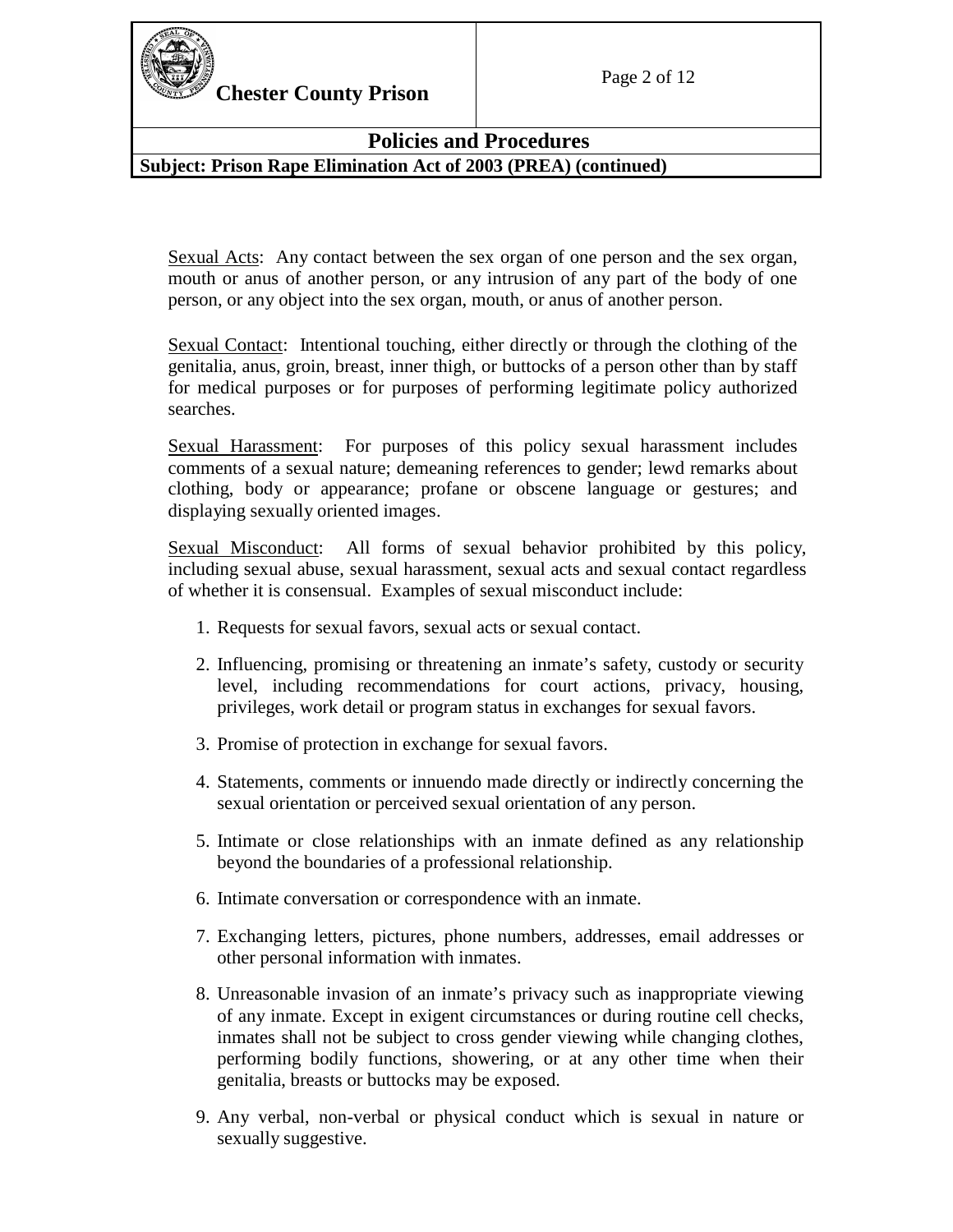Sexual Acts: Any contact between the sex organ of one person and the sex organ, mouth or anus of another person, or any intrusion of any part of the body of one person, or any object into the sex organ, mouth, or anus of another person.

Sexual Contact: Intentional touching, either directly or through the clothing of the genitalia, anus, groin, breast, inner thigh, or buttocks of a person other than by staff for medical purposes or for purposes of performing legitimate policy authorized searches.

Sexual Harassment: For purposes of this policy sexual harassment includes comments of a sexual nature; demeaning references to gender; lewd remarks about clothing, body or appearance; profane or obscene language or gestures; and displaying sexually oriented images.

Sexual Misconduct: All forms of sexual behavior prohibited by this policy, including sexual abuse, sexual harassment, sexual acts and sexual contact regardless of whether it is consensual. Examples of sexual misconduct include:

1. Requests for sexual favors, sexual acts or sexual contact.
2. Influencing, promising or threatening an inmate's safety, custody or security level, including recommendations for court actions, privacy, housing, privileges, work detail or program status in exchanges for sexual favors.
3. Promise of protection in exchange for sexual favors.
4. Statements, comments or innuendo made directly or indirectly concerning the sexual orientation or perceived sexual orientation of any person.
5. Intimate or close relationships with an inmate defined as any relationship beyond the boundaries of a professional relationship.
6. Intimate conversation or correspondence with an inmate.
7. Exchanging letters, pictures, phone numbers, addresses, email addresses or other personal information with inmates.
8. Unreasonable invasion of an inmate's privacy such as inappropriate viewing of any inmate. Except in exigent circumstances or during routine cell checks, inmates shall not be subject to cross gender viewing while changing clothes, performing bodily functions, showering, or at any other time when their genitalia, breasts or buttocks may be exposed.
9. Any verbal, non-verbal or physical conduct which is sexual in nature or sexually suggestive.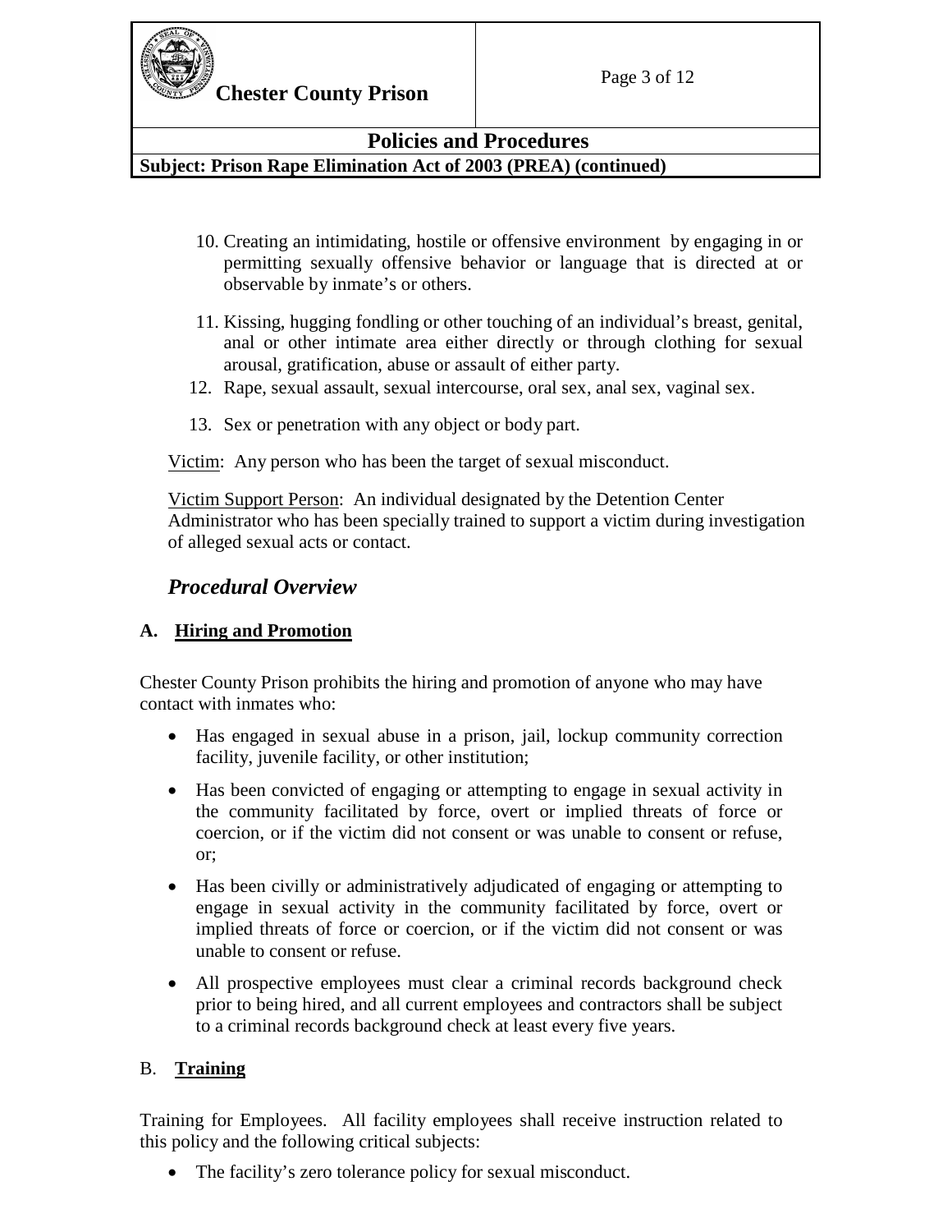10. Creating an intimidating, hostile or offensive environment by engaging in or permitting sexually offensive behavior or language that is directed at or observable by inmate's or others.

11. Kissing, hugging fondling or other touching of an individual's breast, genital, anal or other intimate area either directly or through clothing for sexual arousal, gratification, abuse or assault of either party.

12. Rape, sexual assault, sexual intercourse, oral sex, anal sex, vaginal sex.

13. Sex or penetration with any object or body part.

Victim: Any person who has been the target of sexual misconduct.

Victim Support Person: An individual designated by the Detention Center Administrator who has been specially trained to support a victim during investigation of alleged sexual acts or contact.

## *Procedural Overview*

### A. Hiring and Promotion

Chester County Prison prohibits the hiring and promotion of anyone who may have contact with inmates who:

- Has engaged in sexual abuse in a prison, jail, lockup community correction facility, juvenile facility, or other institution;
- Has been convicted of engaging or attempting to engage in sexual activity in the community facilitated by force, overt or implied threats of force or coercion, or if the victim did not consent or was unable to consent or refuse, or;
- Has been civilly or administratively adjudicated of engaging or attempting to engage in sexual activity in the community facilitated by force, overt or implied threats of force or coercion, or if the victim did not consent or was unable to consent or refuse.
- All prospective employees must clear a criminal records background check prior to being hired, and all current employees and contractors shall be subject to a criminal records background check at least every five years.

### B. Training

Training for Employees. All facility employees shall receive instruction related to this policy and the following critical subjects:

- The facility's zero tolerance policy for sexual misconduct.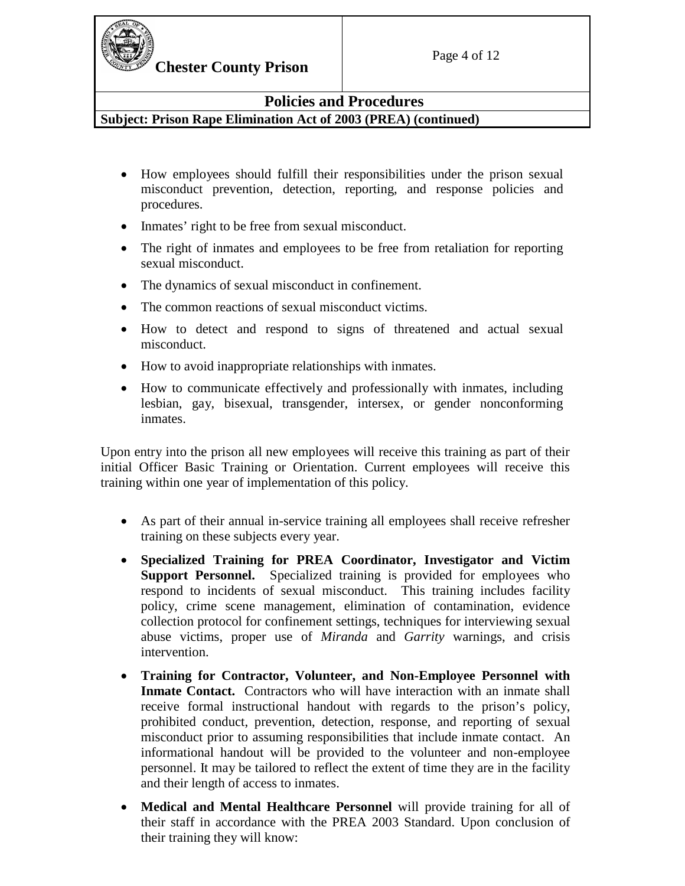- How employees should fulfill their responsibilities under the prison sexual misconduct prevention, detection, reporting, and response policies and procedures.
- Inmates' right to be free from sexual misconduct.
- The right of inmates and employees to be free from retaliation for reporting sexual misconduct.
- The dynamics of sexual misconduct in confinement.
- The common reactions of sexual misconduct victims.
- How to detect and respond to signs of threatened and actual sexual misconduct.
- How to avoid inappropriate relationships with inmates.
- How to communicate effectively and professionally with inmates, including lesbian, gay, bisexual, transgender, intersex, or gender nonconforming inmates.

Upon entry into the prison all new employees will receive this training as part of their initial Officer Basic Training or Orientation. Current employees will receive this training within one year of implementation of this policy.

- As part of their annual in-service training all employees shall receive refresher training on these subjects every year.
- **Specialized Training for PREA Coordinator, Investigator and Victim Support Personnel.** Specialized training is provided for employees who respond to incidents of sexual misconduct. This training includes facility policy, crime scene management, elimination of contamination, evidence collection protocol for confinement settings, techniques for interviewing sexual abuse victims, proper use of *Miranda* and *Garrity* warnings, and crisis intervention.
- **Training for Contractor, Volunteer, and Non-Employee Personnel with Inmate Contact.** Contractors who will have interaction with an inmate shall receive formal instructional handout with regards to the prison's policy, prohibited conduct, prevention, detection, response, and reporting of sexual misconduct prior to assuming responsibilities that include inmate contact. An informational handout will be provided to the volunteer and non-employee personnel. It may be tailored to reflect the extent of time they are in the facility and their length of access to inmates.
- **Medical and Mental Healthcare Personnel** will provide training for all of their staff in accordance with the PREA 2003 Standard. Upon conclusion of their training they will know: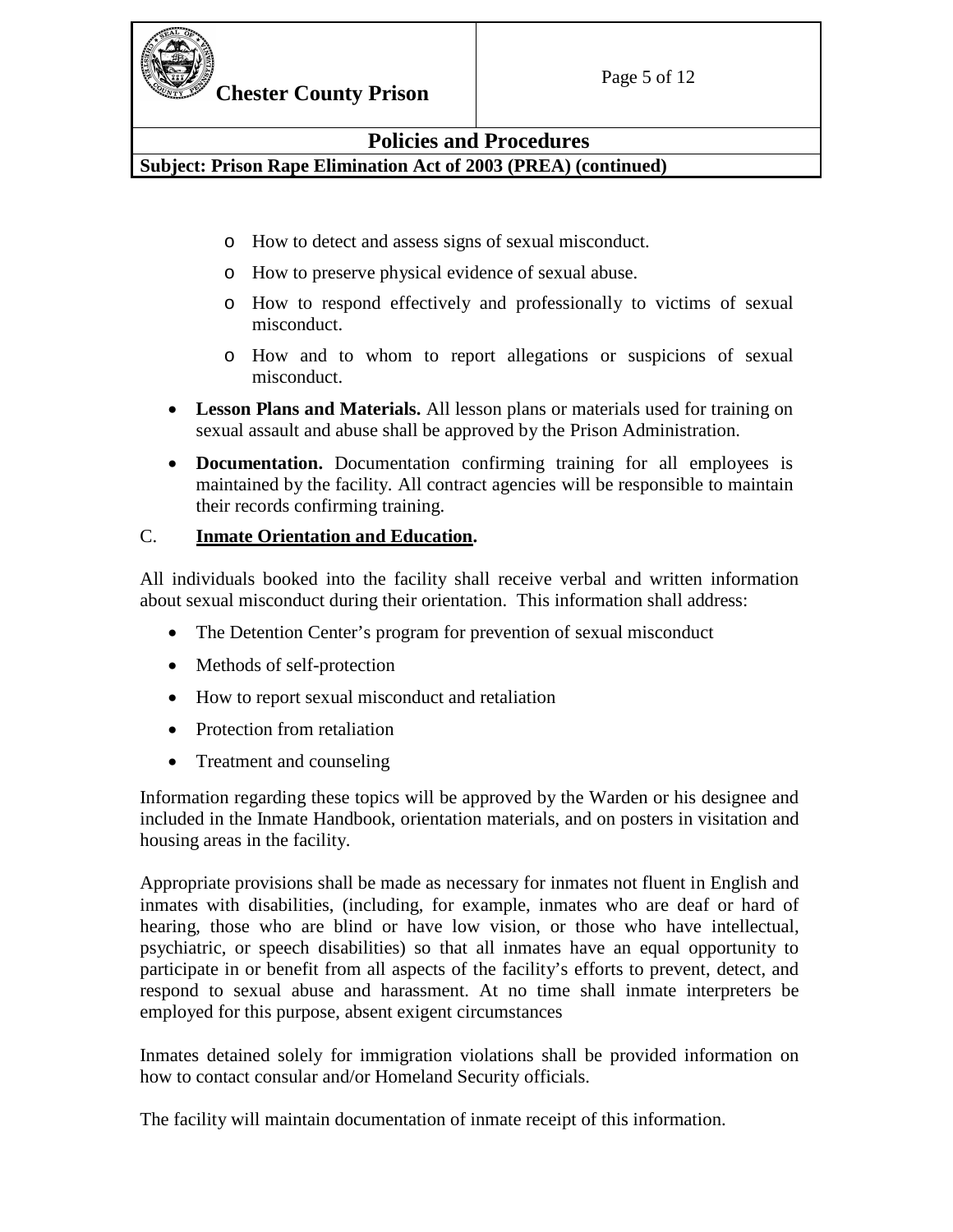- How to detect and assess signs of sexual misconduct.
  - How to preserve physical evidence of sexual abuse.
  - How to respond effectively and professionally to victims of sexual misconduct.
  - How and to whom to report allegations or suspicions of sexual misconduct.

- **Lesson Plans and Materials.** All lesson plans or materials used for training on sexual assault and abuse shall be approved by the Prison Administration.
- **Documentation.** Documentation confirming training for all employees is maintained by the facility. All contract agencies will be responsible to maintain their records confirming training.

C. **<u>Inmate Orientation and Education</u>.**

All individuals booked into the facility shall receive verbal and written information about sexual misconduct during their orientation. This information shall address:

- The Detention Center's program for prevention of sexual misconduct
- Methods of self-protection
- How to report sexual misconduct and retaliation
- Protection from retaliation
- Treatment and counseling

Information regarding these topics will be approved by the Warden or his designee and included in the Inmate Handbook, orientation materials, and on posters in visitation and housing areas in the facility.

Appropriate provisions shall be made as necessary for inmates not fluent in English and inmates with disabilities, (including, for example, inmates who are deaf or hard of hearing, those who are blind or have low vision, or those who have intellectual, psychiatric, or speech disabilities) so that all inmates have an equal opportunity to participate in or benefit from all aspects of the facility's efforts to prevent, detect, and respond to sexual abuse and harassment. At no time shall inmate interpreters be employed for this purpose, absent exigent circumstances

Inmates detained solely for immigration violations shall be provided information on how to contact consular and/or Homeland Security officials.

The facility will maintain documentation of inmate receipt of this information.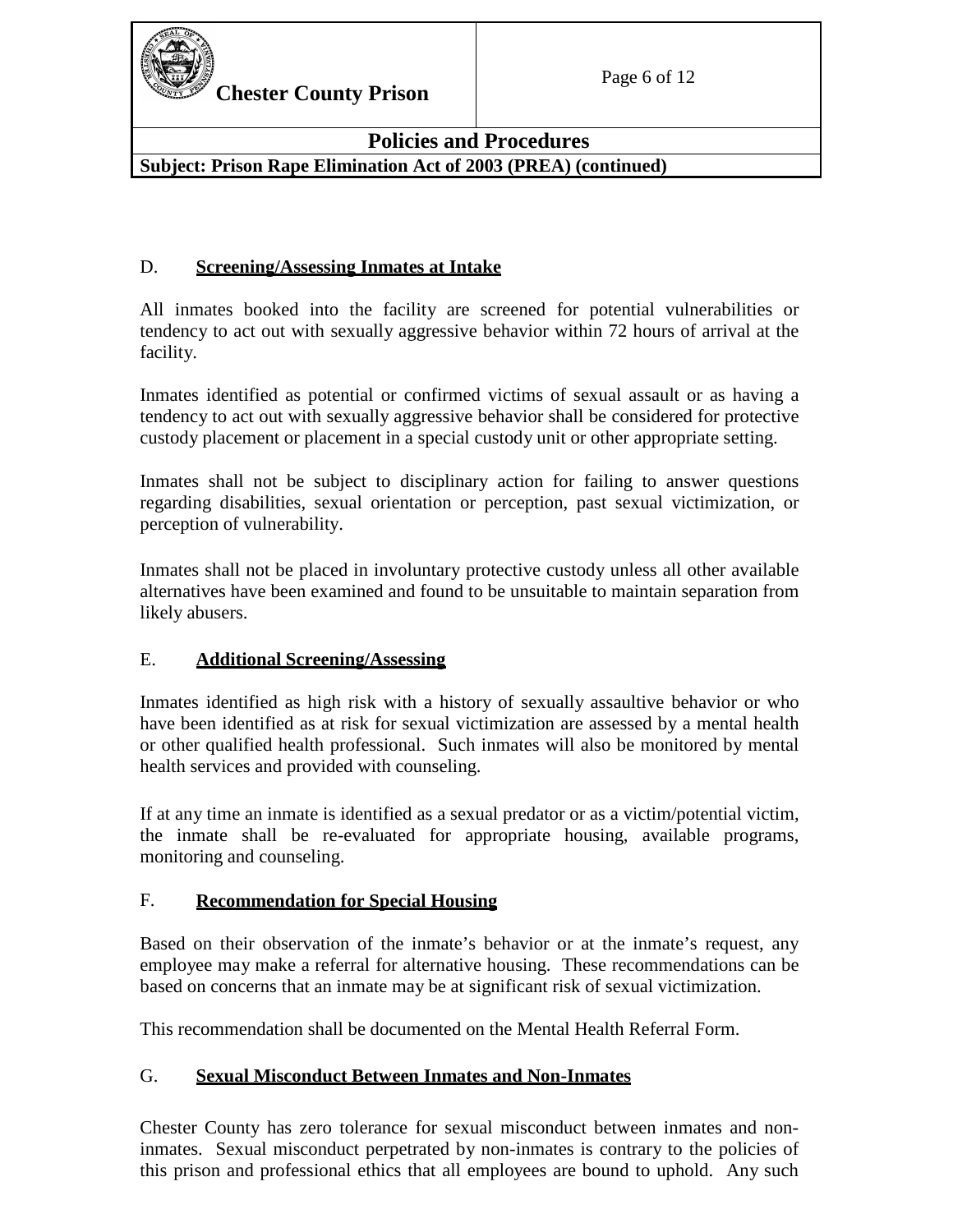## D. Screening/Assessing Inmates at Intake

All inmates booked into the facility are screened for potential vulnerabilities or tendency to act out with sexually aggressive behavior within 72 hours of arrival at the facility.

Inmates identified as potential or confirmed victims of sexual assault or as having a tendency to act out with sexually aggressive behavior shall be considered for protective custody placement or placement in a special custody unit or other appropriate setting.

Inmates shall not be subject to disciplinary action for failing to answer questions regarding disabilities, sexual orientation or perception, past sexual victimization, or perception of vulnerability.

Inmates shall not be placed in involuntary protective custody unless all other available alternatives have been examined and found to be unsuitable to maintain separation from likely abusers.

## E. Additional Screening/Assessing

Inmates identified as high risk with a history of sexually assaultive behavior or who have been identified as at risk for sexual victimization are assessed by a mental health or other qualified health professional. Such inmates will also be monitored by mental health services and provided with counseling.

If at any time an inmate is identified as a sexual predator or as a victim/potential victim, the inmate shall be re-evaluated for appropriate housing, available programs, monitoring and counseling.

## F. Recommendation for Special Housing

Based on their observation of the inmate's behavior or at the inmate's request, any employee may make a referral for alternative housing. These recommendations can be based on concerns that an inmate may be at significant risk of sexual victimization.

This recommendation shall be documented on the Mental Health Referral Form.

## G. Sexual Misconduct Between Inmates and Non-Inmates

Chester County has zero tolerance for sexual misconduct between inmates and non-inmates. Sexual misconduct perpetrated by non-inmates is contrary to the policies of this prison and professional ethics that all employees are bound to uphold. Any such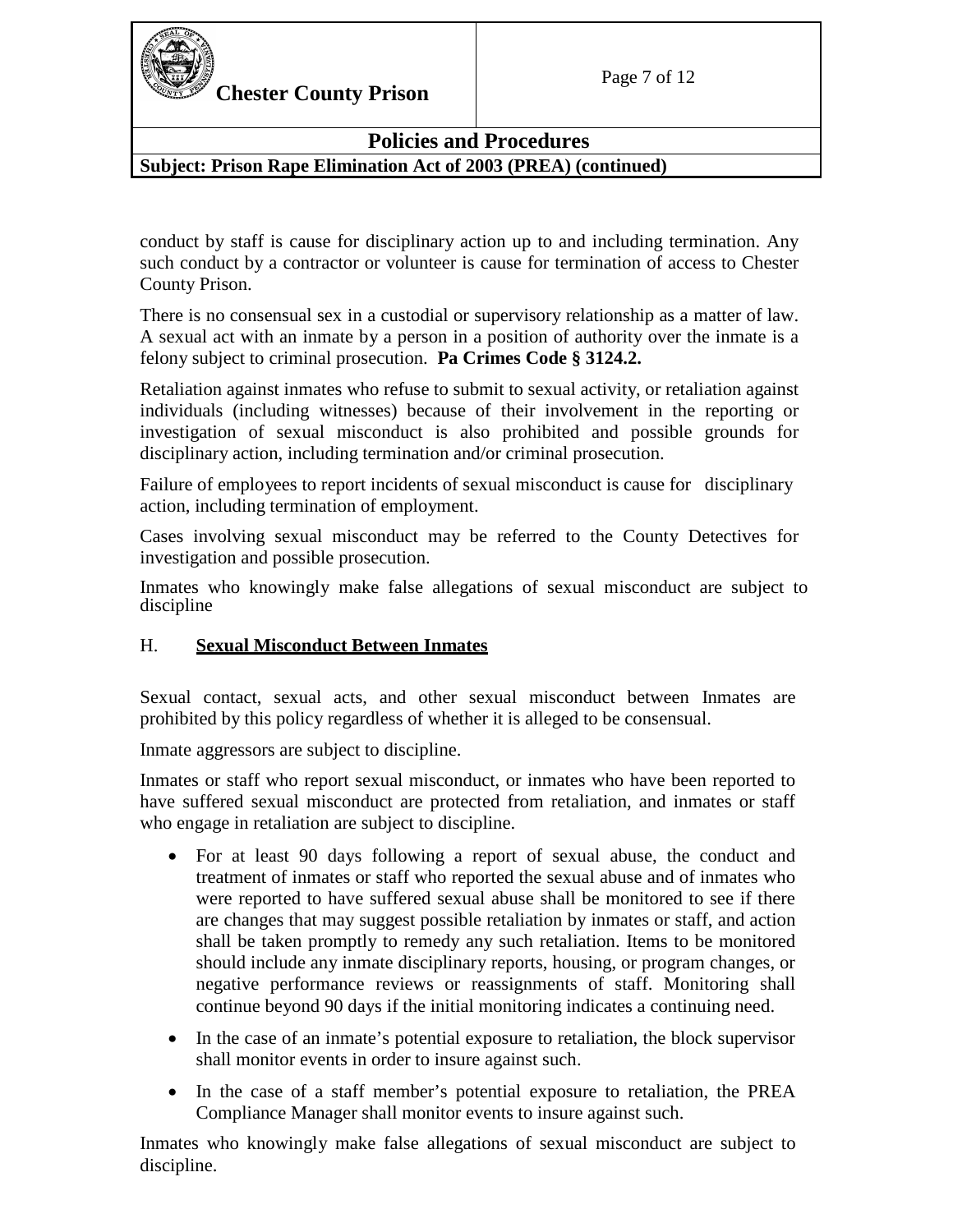conduct by staff is cause for disciplinary action up to and including termination. Any such conduct by a contractor or volunteer is cause for termination of access to Chester County Prison.

There is no consensual sex in a custodial or supervisory relationship as a matter of law. A sexual act with an inmate by a person in a position of authority over the inmate is a felony subject to criminal prosecution. **Pa Crimes Code § 3124.2.**

Retaliation against inmates who refuse to submit to sexual activity, or retaliation against individuals (including witnesses) because of their involvement in the reporting or investigation of sexual misconduct is also prohibited and possible grounds for disciplinary action, including termination and/or criminal prosecution.

Failure of employees to report incidents of sexual misconduct is cause for disciplinary action, including termination of employment.

Cases involving sexual misconduct may be referred to the County Detectives for investigation and possible prosecution.

Inmates who knowingly make false allegations of sexual misconduct are subject to discipline

## H. <u>Sexual Misconduct Between Inmates</u>

Sexual contact, sexual acts, and other sexual misconduct between Inmates are prohibited by this policy regardless of whether it is alleged to be consensual.

Inmate aggressors are subject to discipline.

Inmates or staff who report sexual misconduct, or inmates who have been reported to have suffered sexual misconduct are protected from retaliation, and inmates or staff who engage in retaliation are subject to discipline.

- For at least 90 days following a report of sexual abuse, the conduct and treatment of inmates or staff who reported the sexual abuse and of inmates who were reported to have suffered sexual abuse shall be monitored to see if there are changes that may suggest possible retaliation by inmates or staff, and action shall be taken promptly to remedy any such retaliation. Items to be monitored should include any inmate disciplinary reports, housing, or program changes, or negative performance reviews or reassignments of staff. Monitoring shall continue beyond 90 days if the initial monitoring indicates a continuing need.
- In the case of an inmate's potential exposure to retaliation, the block supervisor shall monitor events in order to insure against such.
- In the case of a staff member's potential exposure to retaliation, the PREA Compliance Manager shall monitor events to insure against such.

Inmates who knowingly make false allegations of sexual misconduct are subject to discipline.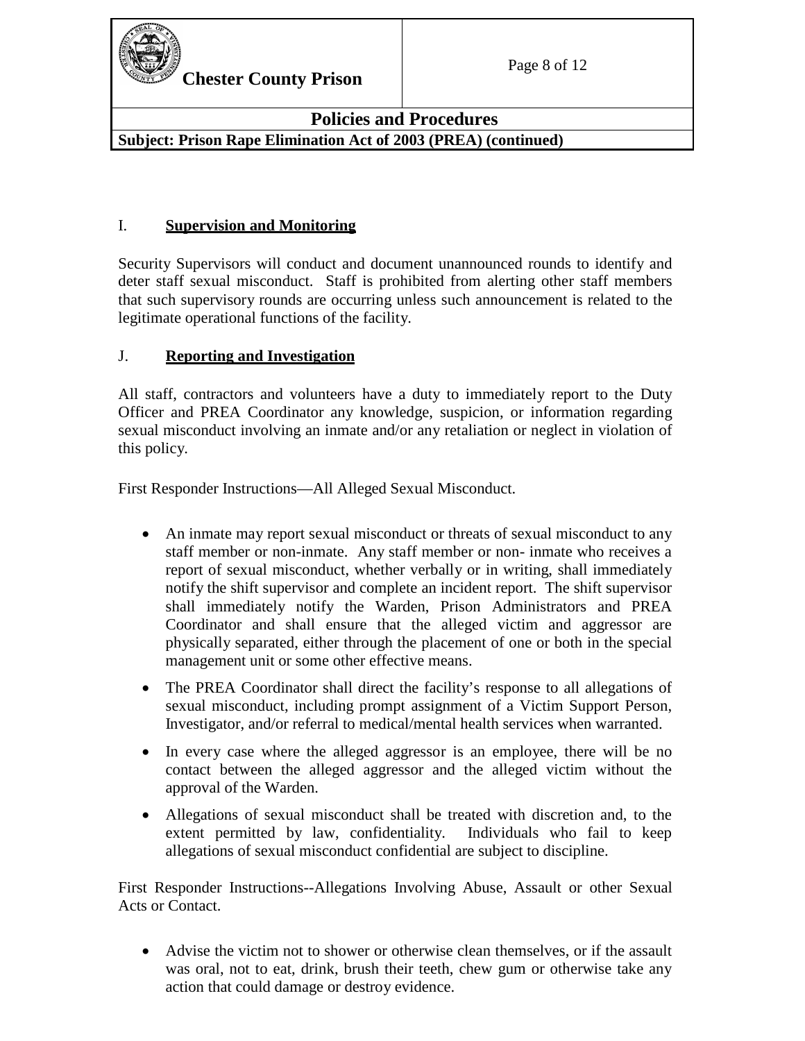## I. **Supervision and Monitoring**

Security Supervisors will conduct and document unannounced rounds to identify and deter staff sexual misconduct. Staff is prohibited from alerting other staff members that such supervisory rounds are occurring unless such announcement is related to the legitimate operational functions of the facility.

## J. **Reporting and Investigation**

All staff, contractors and volunteers have a duty to immediately report to the Duty Officer and PREA Coordinator any knowledge, suspicion, or information regarding sexual misconduct involving an inmate and/or any retaliation or neglect in violation of this policy.

First Responder Instructions—All Alleged Sexual Misconduct.

- An inmate may report sexual misconduct or threats of sexual misconduct to any staff member or non-inmate. Any staff member or non- inmate who receives a report of sexual misconduct, whether verbally or in writing, shall immediately notify the shift supervisor and complete an incident report. The shift supervisor shall immediately notify the Warden, Prison Administrators and PREA Coordinator and shall ensure that the alleged victim and aggressor are physically separated, either through the placement of one or both in the special management unit or some other effective means.
- The PREA Coordinator shall direct the facility's response to all allegations of sexual misconduct, including prompt assignment of a Victim Support Person, Investigator, and/or referral to medical/mental health services when warranted.
- In every case where the alleged aggressor is an employee, there will be no contact between the alleged aggressor and the alleged victim without the approval of the Warden.
- Allegations of sexual misconduct shall be treated with discretion and, to the extent permitted by law, confidentiality. Individuals who fail to keep allegations of sexual misconduct confidential are subject to discipline.

First Responder Instructions--Allegations Involving Abuse, Assault or other Sexual Acts or Contact.

- Advise the victim not to shower or otherwise clean themselves, or if the assault was oral, not to eat, drink, brush their teeth, chew gum or otherwise take any action that could damage or destroy evidence.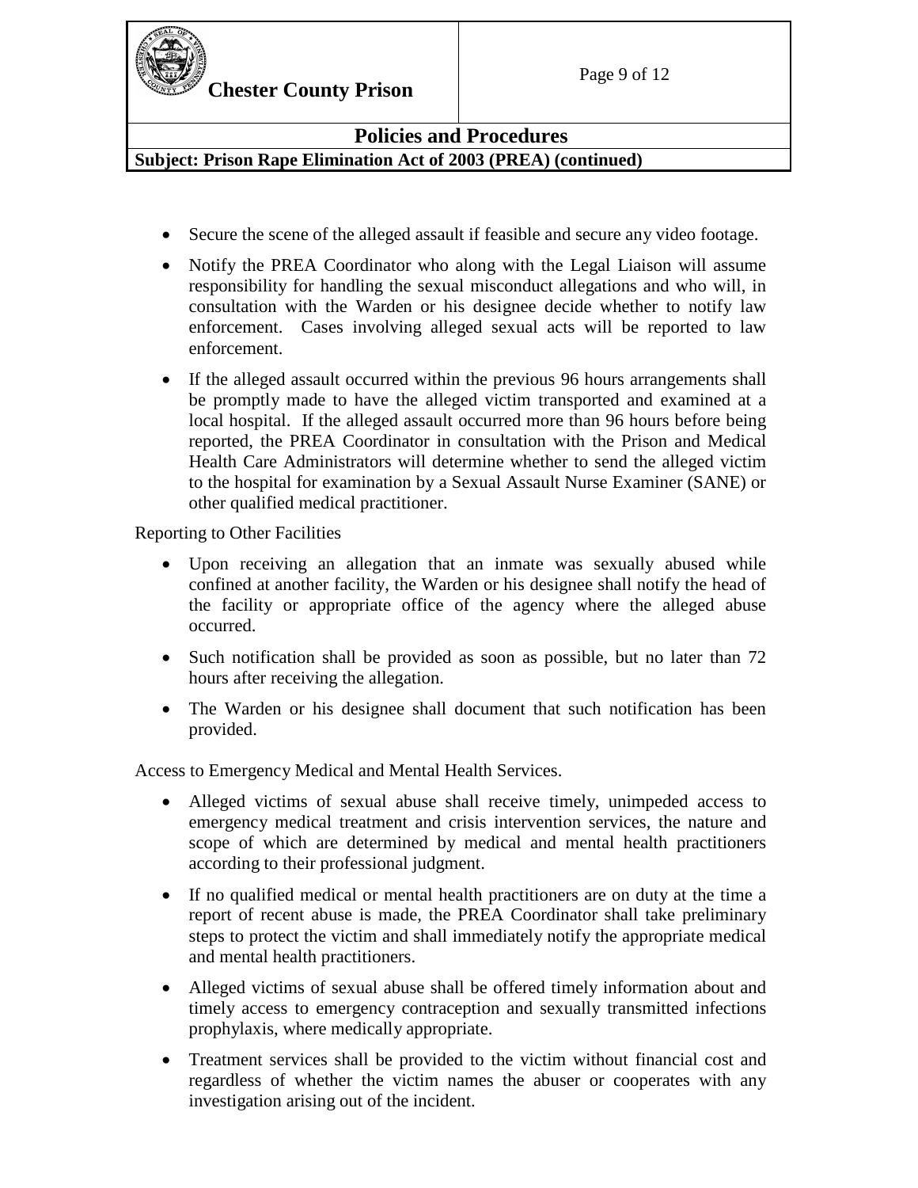- Secure the scene of the alleged assault if feasible and secure any video footage.
- Notify the PREA Coordinator who along with the Legal Liaison will assume responsibility for handling the sexual misconduct allegations and who will, in consultation with the Warden or his designee decide whether to notify law enforcement. Cases involving alleged sexual acts will be reported to law enforcement.
- If the alleged assault occurred within the previous 96 hours arrangements shall be promptly made to have the alleged victim transported and examined at a local hospital. If the alleged assault occurred more than 96 hours before being reported, the PREA Coordinator in consultation with the Prison and Medical Health Care Administrators will determine whether to send the alleged victim to the hospital for examination by a Sexual Assault Nurse Examiner (SANE) or other qualified medical practitioner.

Reporting to Other Facilities

- Upon receiving an allegation that an inmate was sexually abused while confined at another facility, the Warden or his designee shall notify the head of the facility or appropriate office of the agency where the alleged abuse occurred.
- Such notification shall be provided as soon as possible, but no later than 72 hours after receiving the allegation.
- The Warden or his designee shall document that such notification has been provided.

Access to Emergency Medical and Mental Health Services.

- Alleged victims of sexual abuse shall receive timely, unimpeded access to emergency medical treatment and crisis intervention services, the nature and scope of which are determined by medical and mental health practitioners according to their professional judgment.
- If no qualified medical or mental health practitioners are on duty at the time a report of recent abuse is made, the PREA Coordinator shall take preliminary steps to protect the victim and shall immediately notify the appropriate medical and mental health practitioners.
- Alleged victims of sexual abuse shall be offered timely information about and timely access to emergency contraception and sexually transmitted infections prophylaxis, where medically appropriate.
- Treatment services shall be provided to the victim without financial cost and regardless of whether the victim names the abuser or cooperates with any investigation arising out of the incident.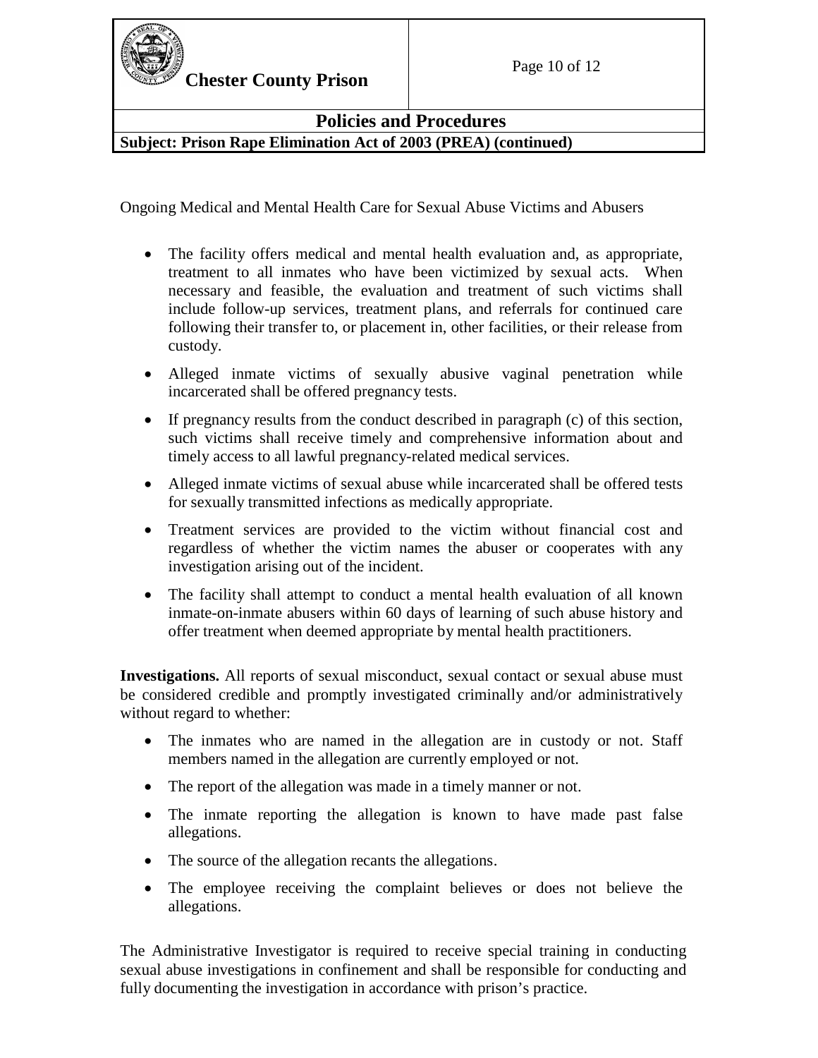Ongoing Medical and Mental Health Care for Sexual Abuse Victims and Abusers

- The facility offers medical and mental health evaluation and, as appropriate, treatment to all inmates who have been victimized by sexual acts. When necessary and feasible, the evaluation and treatment of such victims shall include follow-up services, treatment plans, and referrals for continued care following their transfer to, or placement in, other facilities, or their release from custody.
- Alleged inmate victims of sexually abusive vaginal penetration while incarcerated shall be offered pregnancy tests.
- If pregnancy results from the conduct described in paragraph (c) of this section, such victims shall receive timely and comprehensive information about and timely access to all lawful pregnancy-related medical services.
- Alleged inmate victims of sexual abuse while incarcerated shall be offered tests for sexually transmitted infections as medically appropriate.
- Treatment services are provided to the victim without financial cost and regardless of whether the victim names the abuser or cooperates with any investigation arising out of the incident.
- The facility shall attempt to conduct a mental health evaluation of all known inmate-on-inmate abusers within 60 days of learning of such abuse history and offer treatment when deemed appropriate by mental health practitioners.

**Investigations.** All reports of sexual misconduct, sexual contact or sexual abuse must be considered credible and promptly investigated criminally and/or administratively without regard to whether:

- The inmates who are named in the allegation are in custody or not. Staff members named in the allegation are currently employed or not.
- The report of the allegation was made in a timely manner or not.
- The inmate reporting the allegation is known to have made past false allegations.
- The source of the allegation recants the allegations.
- The employee receiving the complaint believes or does not believe the allegations.

The Administrative Investigator is required to receive special training in conducting sexual abuse investigations in confinement and shall be responsible for conducting and fully documenting the investigation in accordance with prison's practice.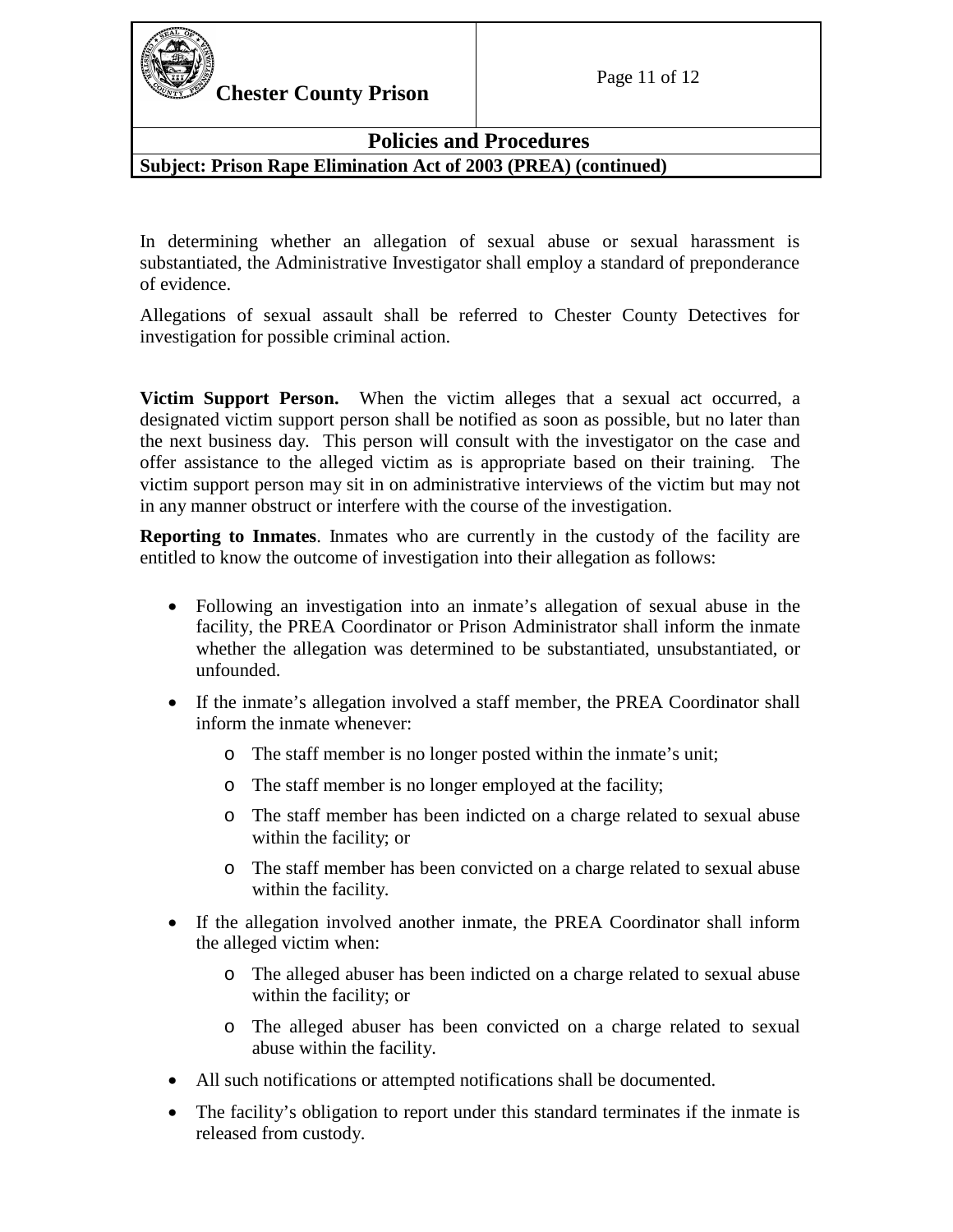In determining whether an allegation of sexual abuse or sexual harassment is substantiated, the Administrative Investigator shall employ a standard of preponderance of evidence.

Allegations of sexual assault shall be referred to Chester County Detectives for investigation for possible criminal action.

**Victim Support Person.** When the victim alleges that a sexual act occurred, a designated victim support person shall be notified as soon as possible, but no later than the next business day. This person will consult with the investigator on the case and offer assistance to the alleged victim as is appropriate based on their training. The victim support person may sit in on administrative interviews of the victim but may not in any manner obstruct or interfere with the course of the investigation.

**Reporting to Inmates**. Inmates who are currently in the custody of the facility are entitled to know the outcome of investigation into their allegation as follows:

- Following an investigation into an inmate's allegation of sexual abuse in the facility, the PREA Coordinator or Prison Administrator shall inform the inmate whether the allegation was determined to be substantiated, unsubstantiated, or unfounded.
- If the inmate's allegation involved a staff member, the PREA Coordinator shall inform the inmate whenever:
  - o The staff member is no longer posted within the inmate's unit;
  - o The staff member is no longer employed at the facility;
  - o The staff member has been indicted on a charge related to sexual abuse within the facility; or
  - o The staff member has been convicted on a charge related to sexual abuse within the facility.
- If the allegation involved another inmate, the PREA Coordinator shall inform the alleged victim when:
  - o The alleged abuser has been indicted on a charge related to sexual abuse within the facility; or
  - o The alleged abuser has been convicted on a charge related to sexual abuse within the facility.
- All such notifications or attempted notifications shall be documented.
- The facility's obligation to report under this standard terminates if the inmate is released from custody.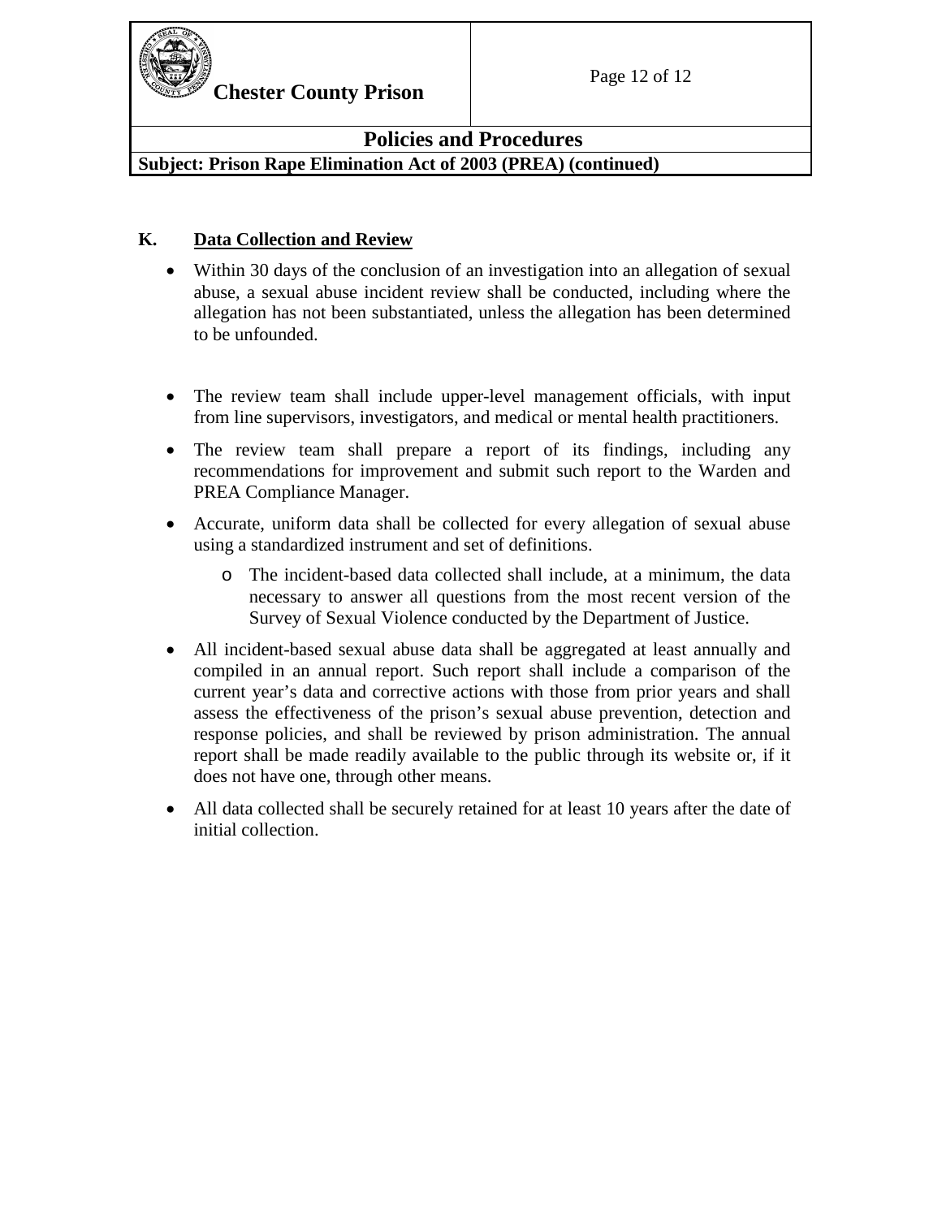## K. Data Collection and Review

- Within 30 days of the conclusion of an investigation into an allegation of sexual abuse, a sexual abuse incident review shall be conducted, including where the allegation has not been substantiated, unless the allegation has been determined to be unfounded.

- The review team shall include upper-level management officials, with input from line supervisors, investigators, and medical or mental health practitioners.
- The review team shall prepare a report of its findings, including any recommendations for improvement and submit such report to the Warden and PREA Compliance Manager.
- Accurate, uniform data shall be collected for every allegation of sexual abuse using a standardized instrument and set of definitions.
    - The incident-based data collected shall include, at a minimum, the data necessary to answer all questions from the most recent version of the Survey of Sexual Violence conducted by the Department of Justice.
- All incident-based sexual abuse data shall be aggregated at least annually and compiled in an annual report. Such report shall include a comparison of the current year's data and corrective actions with those from prior years and shall assess the effectiveness of the prison's sexual abuse prevention, detection and response policies, and shall be reviewed by prison administration. The annual report shall be made readily available to the public through its website or, if it does not have one, through other means.
- All data collected shall be securely retained for at least 10 years after the date of initial collection.